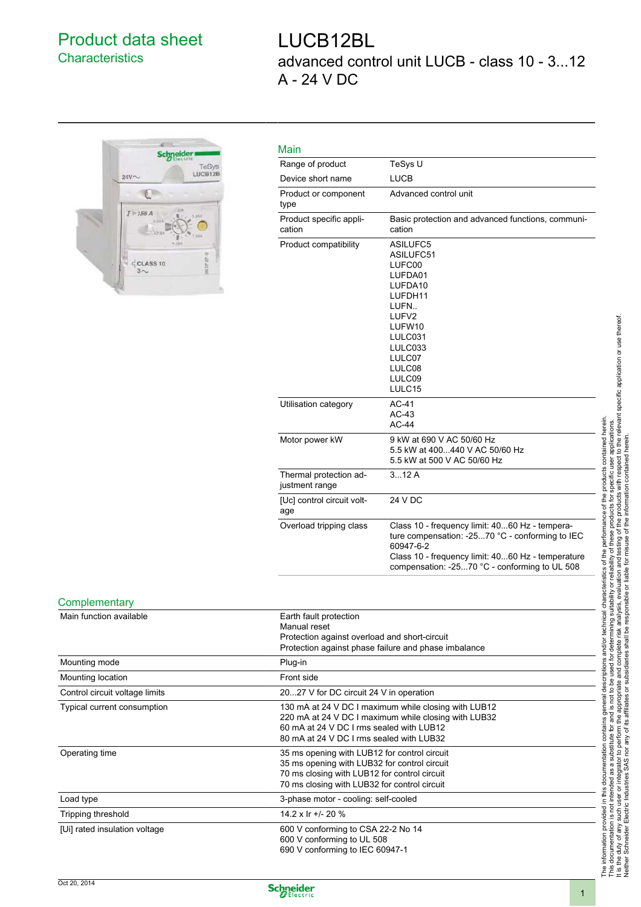# Product data sheet
## Characteristics

# LUCB12BL
advanced control unit LUCB - class 10 - 3...12 A - 24 V DC

## Main

| | |
|---|---|
| Range of product | TeSys U |
| Device short name | LUCB |
| Product or component type | Advanced control unit |
| Product specific application | Basic protection and advanced functions, communication |
| Product compatibility | ASILUFC5<br>ASILUFC51<br>LUFC00<br>LUFDA01<br>LUFDA10<br>LUFDH11<br>LUFN..<br>LUFV2<br>LUFW10<br>LULC031<br>LULC033<br>LULC07<br>LULC08<br>LULC09<br>LULC15 |
| Utilisation category | AC-41<br>AC-43<br>AC-44 |
| Motor power kW | 9 kW at 690 V AC 50/60 Hz<br>5.5 kW at 400...440 V AC 50/60 Hz<br>5.5 kW at 500 V AC 50/60 Hz |
| Thermal protection adjustment range | 3...12 A |
| [Uc] control circuit voltage | 24 V DC |
| Overload tripping class | Class 10 - frequency limit: 40...60 Hz - temperature compensation: -25...70 °C - conforming to IEC 60947-6-2<br>Class 10 - frequency limit: 40...60 Hz - temperature compensation: -25...70 °C - conforming to UL 508 |

## Complementary

| | |
|---|---|
| Main function available | Earth fault protection<br>Manual reset<br>Protection against overload and short-circuit<br>Protection against phase failure and phase imbalance |
| Mounting mode | Plug-in |
| Mounting location | Front side |
| Control circuit voltage limits | 20...27 V for DC circuit 24 V in operation |
| Typical current consumption | 130 mA at 24 V DC I maximum while closing with LUB12<br>220 mA at 24 V DC I maximum while closing with LUB32<br>60 mA at 24 V DC I rms sealed with LUB12<br>80 mA at 24 V DC I rms sealed with LUB32 |
| Operating time | 35 ms opening with LUB12 for control circuit<br>35 ms opening with LUB32 for control circuit<br>70 ms closing with LUB12 for control circuit<br>70 ms closing with LUB32 for control circuit |
| Load type | 3-phase motor - cooling: self-cooled |
| Tripping threshold | 14.2 x Ir +/- 20 % |
| [Ui] rated insulation voltage | 600 V conforming to CSA 22-2 No 14<br>600 V conforming to UL 508<br>690 V conforming to IEC 60947-1 |

The information provided in this documentation contains general descriptions and/or technical characteristics of the performance of the products contained herein. This documentation is not intended as a substitute for and is not to be used for determining suitability or reliability of these products for specific user applications. It is the duty of any such user or integrator to perform the appropriate and complete risk analysis, evaluation and testing of the products with respect to the relevant specific application or use thereof. Neither Schneider Electric Industries SAS nor any of its affiliates or subsidiaries shall be responsible or liable for misuse of the information contained herein.

Oct 20, 2014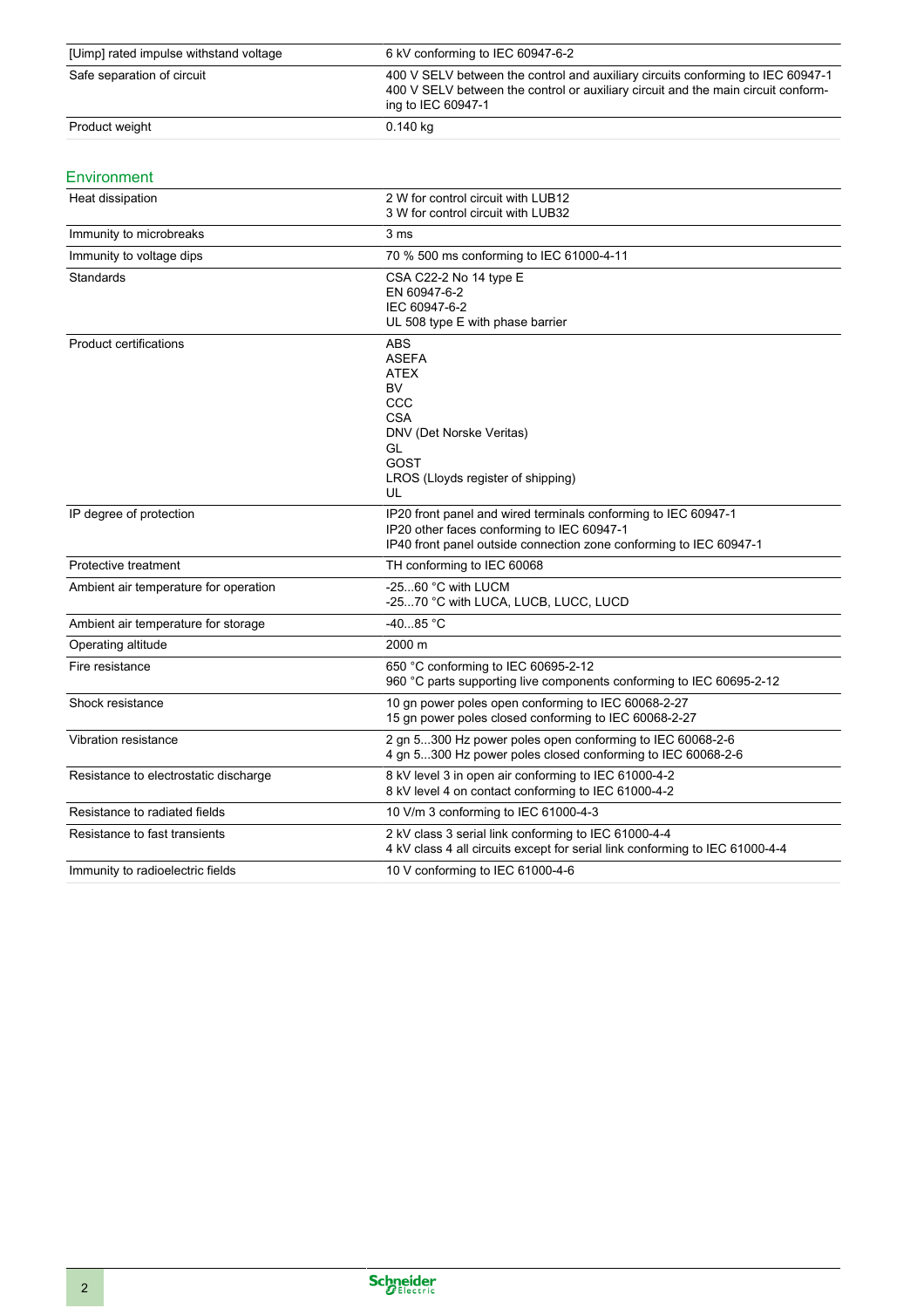| | |
|---|---|
| [Uimp] rated impulse withstand voltage | 6 kV conforming to IEC 60947-6-2 |
| Safe separation of circuit | 400 V SELV between the control and auxiliary circuits conforming to IEC 60947-1<br>400 V SELV between the control or auxiliary circuit and the main circuit conforming to IEC 60947-1 |
| Product weight | 0.140 kg |

## Environment

| | |
|---|---|
| Heat dissipation | 2 W for control circuit with LUB12<br>3 W for control circuit with LUB32 |
| Immunity to microbreaks | 3 ms |
| Immunity to voltage dips | 70 % 500 ms conforming to IEC 61000-4-11 |
| Standards | CSA C22-2 No 14 type E<br>EN 60947-6-2<br>IEC 60947-6-2<br>UL 508 type E with phase barrier |
| Product certifications | ABS<br>ASEFA<br>ATEX<br>BV<br>CCC<br>CSA<br>DNV (Det Norske Veritas)<br>GL<br>GOST<br>LROS (Lloyds register of shipping)<br>UL |
| IP degree of protection | IP20 front panel and wired terminals conforming to IEC 60947-1<br>IP20 other faces conforming to IEC 60947-1<br>IP40 front panel outside connection zone conforming to IEC 60947-1 |
| Protective treatment | TH conforming to IEC 60068 |
| Ambient air temperature for operation | -25...60 °C with LUCM<br>-25...70 °C with LUCA, LUCB, LUCC, LUCD |
| Ambient air temperature for storage | -40...85 °C |
| Operating altitude | 2000 m |
| Fire resistance | 650 °C conforming to IEC 60695-2-12<br>960 °C parts supporting live components conforming to IEC 60695-2-12 |
| Shock resistance | 10 gn power poles open conforming to IEC 60068-2-27<br>15 gn power poles closed conforming to IEC 60068-2-27 |
| Vibration resistance | 2 gn 5...300 Hz power poles open conforming to IEC 60068-2-6<br>4 gn 5...300 Hz power poles closed conforming to IEC 60068-2-6 |
| Resistance to electrostatic discharge | 8 kV level 3 in open air conforming to IEC 61000-4-2<br>8 kV level 4 on contact conforming to IEC 61000-4-2 |
| Resistance to radiated fields | 10 V/m 3 conforming to IEC 61000-4-3 |
| Resistance to fast transients | 2 kV class 3 serial link conforming to IEC 61000-4-4<br>4 kV class 4 all circuits except for serial link conforming to IEC 61000-4-4 |
| Immunity to radioelectric fields | 10 V conforming to IEC 61000-4-6 |